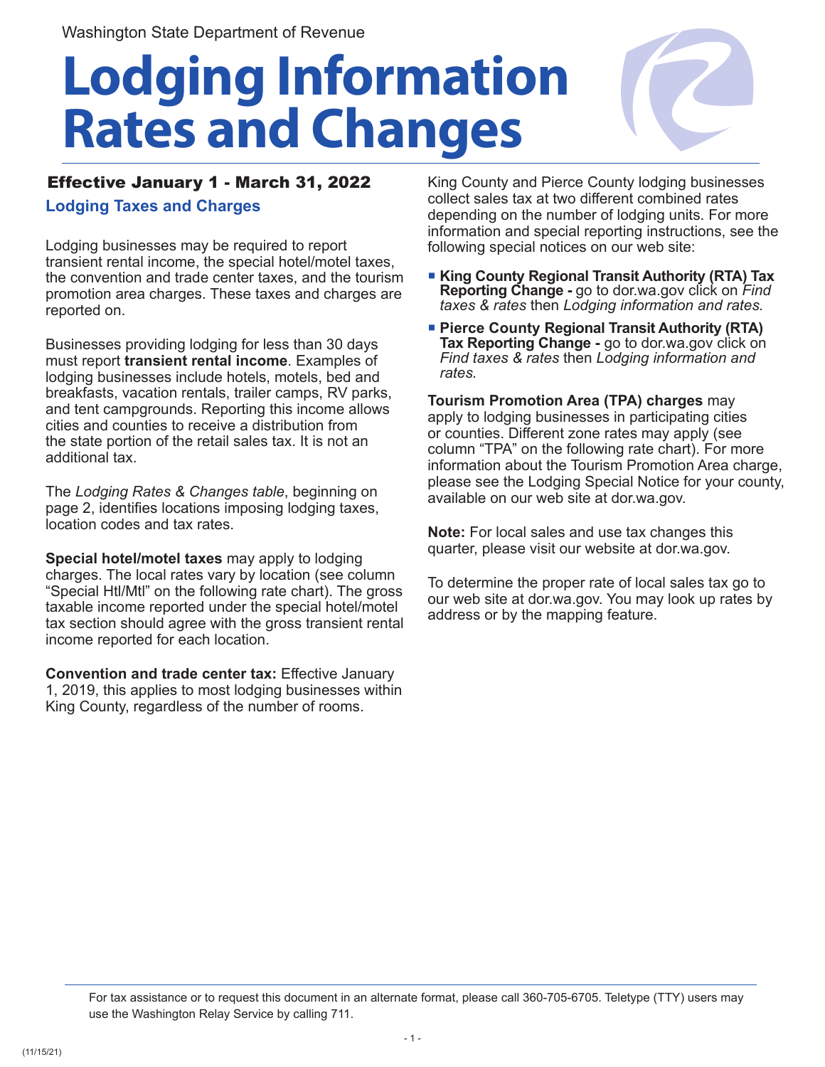Washington State Department of Revenue

# Lodging Information Rates and Changes

## Effective January 1 - March 31, 2022

### Lodging Taxes and Charges

Lodging businesses may be required to report transient rental income, the special hotel/motel taxes, the convention and trade center taxes, and the tourism promotion area charges. These taxes and charges are reported on.

Businesses providing lodging for less than 30 days must report **transient rental income**. Examples of lodging businesses include hotels, motels, bed and breakfasts, vacation rentals, trailer camps, RV parks, and tent campgrounds. Reporting this income allows cities and counties to receive a distribution from the state portion of the retail sales tax. It is not an additional tax.

The *Lodging Rates & Changes table*, beginning on page 2, identifies locations imposing lodging taxes, location codes and tax rates.

**Special hotel/motel taxes** may apply to lodging charges. The local rates vary by location (see column "Special Htl/Mtl" on the following rate chart). The gross taxable income reported under the special hotel/motel tax section should agree with the gross transient rental income reported for each location.

**Convention and trade center tax:** Effective January 1, 2019, this applies to most lodging businesses within King County, regardless of the number of rooms.

King County and Pierce County lodging businesses collect sales tax at two different combined rates depending on the number of lodging units. For more information and special reporting instructions, see the following special notices on our web site:

- **King County Regional Transit Authority (RTA) Tax Reporting Change -** go to dor.wa.gov click on *Find taxes & rates* then *Lodging information and rates.*
- **Pierce County Regional Transit Authority (RTA) Tax Reporting Change -** go to dor.wa.gov click on *Find taxes & rates* then *Lodging information and rates.*

**Tourism Promotion Area (TPA) charges** may apply to lodging businesses in participating cities or counties. Different zone rates may apply (see column "TPA" on the following rate chart). For more information about the Tourism Promotion Area charge, please see the Lodging Special Notice for your county, available on our web site at dor.wa.gov.

**Note:** For local sales and use tax changes this quarter, please visit our website at dor.wa.gov.

To determine the proper rate of local sales tax go to our web site at dor.wa.gov. You may look up rates by address or by the mapping feature.

For tax assistance or to request this document in an alternate format, please call 360-705-6705. Teletype (TTY) users may use the Washington Relay Service by calling 711.

(11/15/21)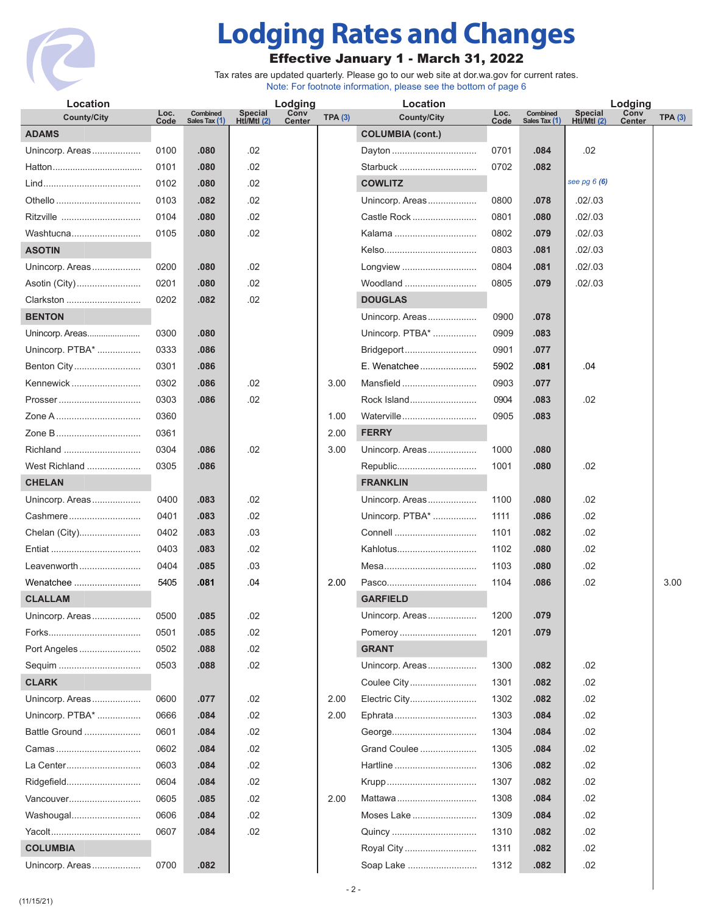# Lodging Rates and Changes

**Effective January 1 - March 31, 2022**

Tax rates are updated quarterly. Please go to our web site at dor.wa.gov for current rates.
Note: For footnote information, please see the bottom of page 6

| Location County/City | Loc. Code | Combined Sales Tax (1) | Lodging Special Htl/Mtl (2) | Lodging Conv Center | TPA (3) |
|---|---|---|---|---|---|
| **ADAMS** | | | | | |
| Unincorp. Areas | 0100 | **.080** | .02 | | |
| Hatton | 0101 | **.080** | .02 | | |
| Lind | 0102 | **.080** | .02 | | |
| Othello | 0103 | **.082** | .02 | | |
| Ritzville | 0104 | **.080** | .02 | | |
| Washtucna | 0105 | **.080** | .02 | | |
| **ASOTIN** | | | | | |
| Unincorp. Areas | 0200 | **.080** | .02 | | |
| Asotin (City) | 0201 | **.080** | .02 | | |
| Clarkston | 0202 | **.082** | .02 | | |
| **BENTON** | | | | | |
| Unincorp. Areas | 0300 | **.080** | | | |
| Unincorp. PTBA* | 0333 | **.086** | | | |
| Benton City | 0301 | **.086** | | | |
| Kennewick | 0302 | **.086** | .02 | | 3.00 |
| Prosser | 0303 | **.086** | .02 | | |
| Zone A | 0360 | | | | 1.00 |
| Zone B | 0361 | | | | 2.00 |
| Richland | 0304 | **.086** | .02 | | 3.00 |
| West Richland | 0305 | **.086** | | | |
| **CHELAN** | | | | | |
| Unincorp. Areas | 0400 | **.083** | .02 | | |
| Cashmere | 0401 | **.083** | .02 | | |
| Chelan (City) | 0402 | **.083** | .03 | | |
| Entiat | 0403 | **.083** | .02 | | |
| Leavenworth | 0404 | **.085** | .03 | | |
| Wenatchee | 5405 | **.081** | .04 | | 2.00 |
| **CLALLAM** | | | | | |
| Unincorp. Areas | 0500 | **.085** | .02 | | |
| Forks | 0501 | **.085** | .02 | | |
| Port Angeles | 0502 | **.088** | .02 | | |
| Sequim | 0503 | **.088** | .02 | | |
| **CLARK** | | | | | |
| Unincorp. Areas | 0600 | **.077** | .02 | | 2.00 |
| Unincorp. PTBA* | 0666 | **.084** | .02 | | 2.00 |
| Battle Ground | 0601 | **.084** | .02 | | |
| Camas | 0602 | **.084** | .02 | | |
| La Center | 0603 | **.084** | .02 | | |
| Ridgefield | 0604 | **.084** | .02 | | |
| Vancouver | 0605 | **.085** | .02 | | 2.00 |
| Washougal | 0606 | **.084** | .02 | | |
| Yacolt | 0607 | **.084** | .02 | | |
| **COLUMBIA** | | | | | |
| Unincorp. Areas | 0700 | **.082** | | | |
| **COLUMBIA (cont.)** | | | | | |
| Dayton | 0701 | **.084** | .02 | | |
| Starbuck | 0702 | **.082** | | | |
| **COWLITZ** | | | *see pg 6 (6)* | | |
| Unincorp. Areas | 0800 | **.078** | .02/.03 | | |
| Castle Rock | 0801 | **.080** | .02/.03 | | |
| Kalama | 0802 | **.079** | .02/.03 | | |
| Kelso | 0803 | **.081** | .02/.03 | | |
| Longview | 0804 | **.081** | .02/.03 | | |
| Woodland | 0805 | **.079** | .02/.03 | | |
| **DOUGLAS** | | | | | |
| Unincorp. Areas | 0900 | **.078** | | | |
| Unincorp. PTBA* | 0909 | **.083** | | | |
| Bridgeport | 0901 | **.077** | | | |
| E. Wenatchee | 5902 | **.081** | .04 | | |
| Mansfield | 0903 | **.077** | | | |
| Rock Island | 0904 | **.083** | .02 | | |
| Waterville | 0905 | **.083** | | | |
| **FERRY** | | | | | |
| Unincorp. Areas | 1000 | **.080** | | | |
| Republic | 1001 | **.080** | .02 | | |
| **FRANKLIN** | | | | | |
| Unincorp. Areas | 1100 | **.080** | .02 | | |
| Unincorp. PTBA* | 1111 | **.086** | .02 | | |
| Connell | 1101 | **.082** | .02 | | |
| Kahlotus | 1102 | **.080** | .02 | | |
| Mesa | 1103 | **.080** | .02 | | |
| Pasco | 1104 | **.086** | .02 | | 3.00 |
| **GARFIELD** | | | | | |
| Unincorp. Areas | 1200 | **.079** | | | |
| Pomeroy | 1201 | **.079** | | | |
| **GRANT** | | | | | |
| Unincorp. Areas | 1300 | **.082** | .02 | | |
| Coulee City | 1301 | **.082** | .02 | | |
| Electric City | 1302 | **.082** | .02 | | |
| Ephrata | 1303 | **.084** | .02 | | |
| George | 1304 | **.084** | .02 | | |
| Grand Coulee | 1305 | **.084** | .02 | | |
| Hartline | 1306 | **.082** | .02 | | |
| Krupp | 1307 | **.082** | .02 | | |
| Mattawa | 1308 | **.084** | .02 | | |
| Moses Lake | 1309 | **.084** | .02 | | |
| Quincy | 1310 | **.082** | .02 | | |
| Royal City | 1311 | **.082** | .02 | | |
| Soap Lake | 1312 | **.082** | .02 | | |

(11/15/21)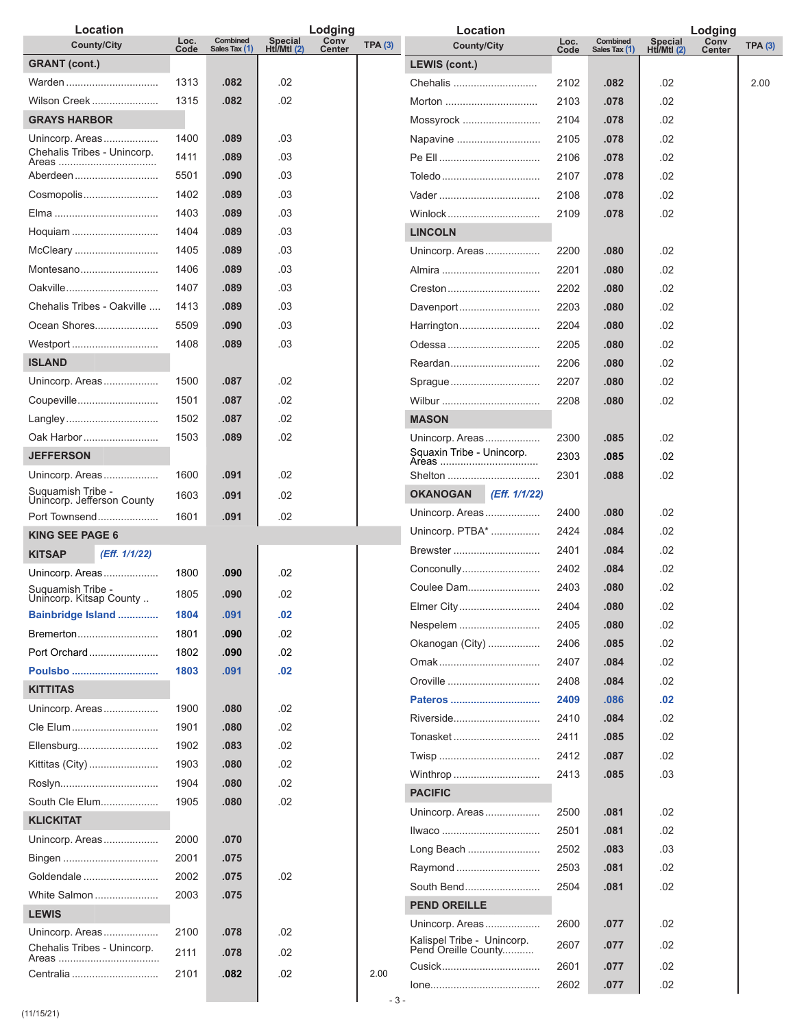| County/City | Loc. Code | Combined Sales Tax (1) | Lodging Special Htl/Mtl (2) | Lodging Conv Center | TPA (3) |
|---|---|---|---|---|---|
| **GRANT (cont.)** | | | | | |
| Warden | 1313 | **.082** | .02 | | |
| Wilson Creek | 1315 | **.082** | .02 | | |
| **GRAYS HARBOR** | | | | | |
| Unincorp. Areas | 1400 | **.089** | .03 | | |
| Chehalis Tribes - Unincorp. Areas | 1411 | **.089** | .03 | | |
| Aberdeen | 5501 | **.090** | .03 | | |
| Cosmopolis | 1402 | **.089** | .03 | | |
| Elma | 1403 | **.089** | .03 | | |
| Hoquiam | 1404 | **.089** | .03 | | |
| McCleary | 1405 | **.089** | .03 | | |
| Montesano | 1406 | **.089** | .03 | | |
| Oakville | 1407 | **.089** | .03 | | |
| Chehalis Tribes - Oakville | 1413 | **.089** | .03 | | |
| Ocean Shores | 5509 | **.090** | .03 | | |
| Westport | 1408 | **.089** | .03 | | |
| **ISLAND** | | | | | |
| Unincorp. Areas | 1500 | **.087** | .02 | | |
| Coupeville | 1501 | **.087** | .02 | | |
| Langley | 1502 | **.087** | .02 | | |
| Oak Harbor | 1503 | **.089** | .02 | | |
| **JEFFERSON** | | | | | |
| Unincorp. Areas | 1600 | **.091** | .02 | | |
| Suquamish Tribe - Unincorp. Jefferson County | 1603 | **.091** | .02 | | |
| Port Townsend | 1601 | **.091** | .02 | | |
| **KING SEE PAGE 6** | | | | | |
| **KITSAP** *(Eff. 1/1/22)* | | | | | |
| Unincorp. Areas | 1800 | **.090** | .02 | | |
| Suquamish Tribe - Unincorp. Kitsap County | 1805 | **.090** | .02 | | |
| **Bainbridge Island** | **1804** | **.091** | **.02** | | |
| Bremerton | 1801 | **.090** | .02 | | |
| Port Orchard | 1802 | **.090** | .02 | | |
| **Poulsbo** | **1803** | **.091** | **.02** | | |
| **KITTITAS** | | | | | |
| Unincorp. Areas | 1900 | **.080** | .02 | | |
| Cle Elum | 1901 | **.080** | .02 | | |
| Ellensburg | 1902 | **.083** | .02 | | |
| Kittitas (City) | 1903 | **.080** | .02 | | |
| Roslyn | 1904 | **.080** | .02 | | |
| South Cle Elum | 1905 | **.080** | .02 | | |
| **KLICKITAT** | | | | | |
| Unincorp. Areas | 2000 | **.070** | | | |
| Bingen | 2001 | **.075** | | | |
| Goldendale | 2002 | **.075** | .02 | | |
| White Salmon | 2003 | **.075** | | | |
| **LEWIS** | | | | | |
| Unincorp. Areas | 2100 | **.078** | .02 | | |
| Chehalis Tribes - Unincorp. Areas | 2111 | **.078** | .02 | | |
| Centralia | 2101 | **.082** | .02 | | 2.00 |
| **LEWIS (cont.)** | | | | | |
| Chehalis | 2102 | **.082** | .02 | | 2.00 |
| Morton | 2103 | **.078** | .02 | | |
| Mossyrock | 2104 | **.078** | .02 | | |
| Napavine | 2105 | **.078** | .02 | | |
| Pe Ell | 2106 | **.078** | .02 | | |
| Toledo | 2107 | **.078** | .02 | | |
| Vader | 2108 | **.078** | .02 | | |
| Winlock | 2109 | **.078** | .02 | | |
| **LINCOLN** | | | | | |
| Unincorp. Areas | 2200 | **.080** | .02 | | |
| Almira | 2201 | **.080** | .02 | | |
| Creston | 2202 | **.080** | .02 | | |
| Davenport | 2203 | **.080** | .02 | | |
| Harrington | 2204 | **.080** | .02 | | |
| Odessa | 2205 | **.080** | .02 | | |
| Reardan | 2206 | **.080** | .02 | | |
| Sprague | 2207 | **.080** | .02 | | |
| Wilbur | 2208 | **.080** | .02 | | |
| **MASON** | | | | | |
| Unincorp. Areas | 2300 | **.085** | .02 | | |
| Squaxin Tribe - Unincorp. Areas | 2303 | **.085** | .02 | | |
| Shelton | 2301 | **.088** | .02 | | |
| **OKANOGAN** *(Eff. 1/1/22)* | | | | | |
| Unincorp. Areas | 2400 | **.080** | .02 | | |
| Unincorp. PTBA* | 2424 | **.084** | .02 | | |
| Brewster | 2401 | **.084** | .02 | | |
| Conconully | 2402 | **.084** | .02 | | |
| Coulee Dam | 2403 | **.080** | .02 | | |
| Elmer City | 2404 | **.080** | .02 | | |
| Nespelem | 2405 | **.080** | .02 | | |
| Okanogan (City) | 2406 | **.085** | .02 | | |
| Omak | 2407 | **.084** | .02 | | |
| Oroville | 2408 | **.084** | .02 | | |
| **Pateros** | **2409** | **.086** | **.02** | | |
| Riverside | 2410 | **.084** | .02 | | |
| Tonasket | 2411 | **.085** | .02 | | |
| Twisp | 2412 | **.087** | .02 | | |
| Winthrop | 2413 | **.085** | .03 | | |
| **PACIFIC** | | | | | |
| Unincorp. Areas | 2500 | **.081** | .02 | | |
| Ilwaco | 2501 | **.081** | .02 | | |
| Long Beach | 2502 | **.083** | .03 | | |
| Raymond | 2503 | **.081** | .02 | | |
| South Bend | 2504 | **.081** | .02 | | |
| **PEND OREILLE** | | | | | |
| Unincorp. Areas | 2600 | **.077** | .02 | | |
| Kalispel Tribe - Unincorp. Pend Oreille County | 2607 | **.077** | .02 | | |
| Cusick | 2601 | **.077** | .02 | | |
| Ione | 2602 | **.077** | .02 | | |

(11/15/21)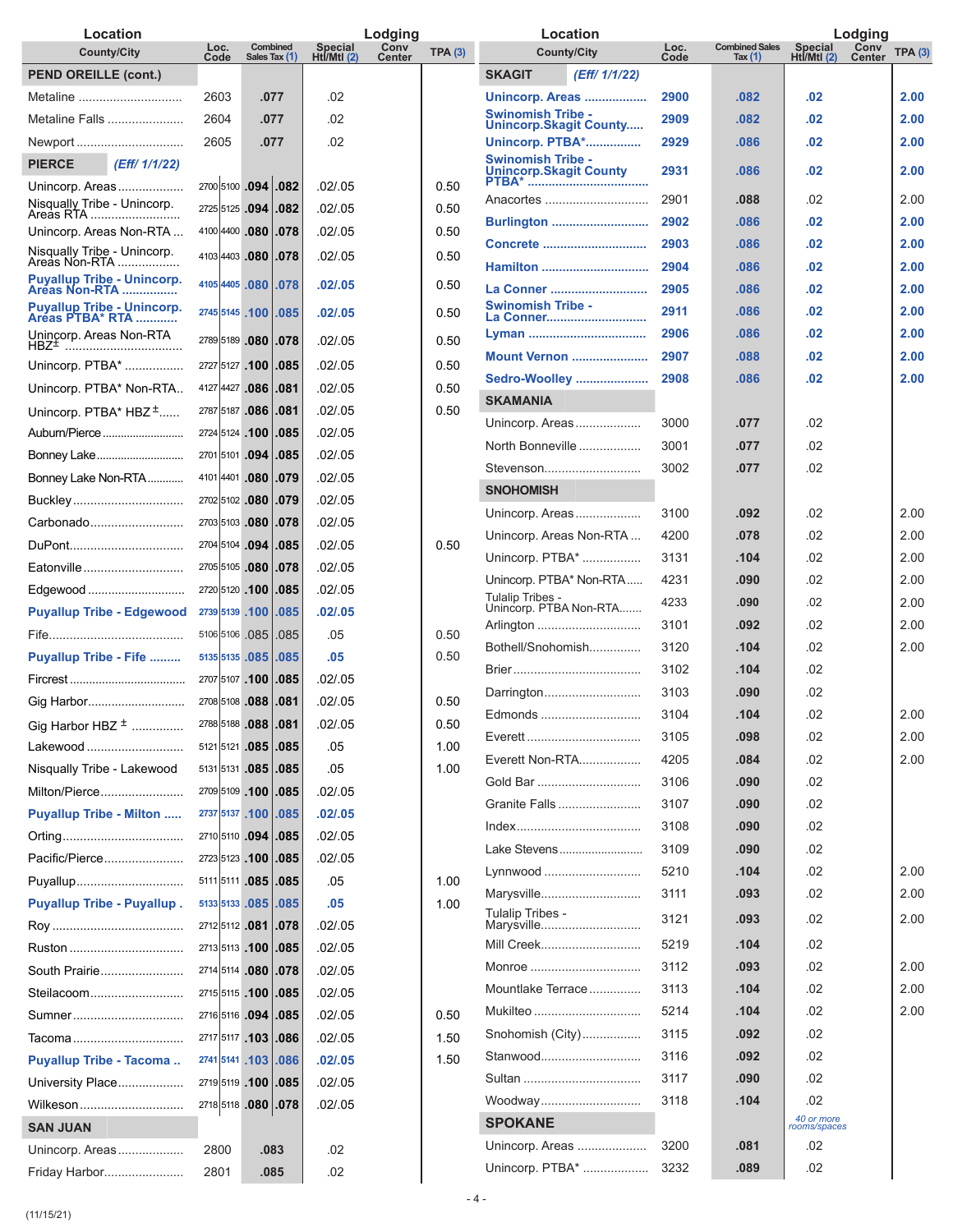| Location County/City | Loc. Code | Combined Sales Tax (1) | Lodging Special Htl/Mtl (2) | Lodging Conv Center | TPA (3) |
|---|---|---|---|---|---|
| **PEND OREILLE (cont.)** | | | | | |
| Metaline | 2603 | .077 | .02 | | |
| Metaline Falls | 2604 | .077 | .02 | | |
| Newport | 2605 | .077 | .02 | | |
| **PIERCE** *(Eff/ 1/1/22)* | | | | | |
| Unincorp. Areas | 2700 / 5100 | .094 / .082 | .02/.05 | | 0.50 |
| Nisqually Tribe - Unincorp. Areas RTA | 2725 / 5125 | .094 / .082 | .02/.05 | | 0.50 |
| Unincorp. Areas Non-RTA | 4100 / 4400 | .080 / .078 | .02/.05 | | 0.50 |
| Nisqually Tribe - Unincorp. Areas Non-RTA | 4103 / 4403 | .080 / .078 | .02/.05 | | 0.50 |
| **Puyallup Tribe - Unincorp. Areas Non-RTA** | 4105 / 4405 | .080 / .078 | .02/.05 | | 0.50 |
| **Puyallup Tribe - Unincorp. Areas PTBA* RTA** | 2745 / 5145 | .100 / .085 | .02/.05 | | 0.50 |
| Unincorp. Areas Non-RTA HBZ± | 2789 / 5189 | .080 / .078 | .02/.05 | | 0.50 |
| Unincorp. PTBA* | 2727 / 5127 | .100 / .085 | .02/.05 | | 0.50 |
| Unincorp. PTBA* Non-RTA | 4127 / 4427 | .086 / .081 | .02/.05 | | 0.50 |
| Unincorp. PTBA* HBZ± | 2787 / 5187 | .086 / .081 | .02/.05 | | 0.50 |
| Auburn/Pierce | 2724 / 5124 | .100 / .085 | .02/.05 | | |
| Bonney Lake | 2701 / 5101 | .094 / .085 | .02/.05 | | |
| Bonney Lake Non-RTA | 4101 / 4401 | .080 / .079 | .02/.05 | | |
| Buckley | 2702 / 5102 | .080 / .079 | .02/.05 | | |
| Carbonado | 2703 / 5103 | .080 / .078 | .02/.05 | | |
| DuPont | 2704 / 5104 | .094 / .085 | .02/.05 | | 0.50 |
| Eatonville | 2705 / 5105 | .080 / .078 | .02/.05 | | |
| Edgewood | 2720 / 5120 | .100 / .085 | .02/.05 | | |
| **Puyallup Tribe - Edgewood** | 2739 / 5139 | .100 / .085 | .02/.05 | | |
| Fife | 5106 / 5106 | .085 / .085 | .05 | | 0.50 |
| **Puyallup Tribe - Fife** | 5135 / 5135 | .085 / .085 | .05 | | 0.50 |
| Fircrest | 2707 / 5107 | .100 / .085 | .02/.05 | | |
| Gig Harbor | 2708 / 5108 | .088 / .081 | .02/.05 | | 0.50 |
| Gig Harbor HBZ± | 2788 / 5188 | .088 / .081 | .02/.05 | | 0.50 |
| Lakewood | 5121 / 5121 | .085 / .085 | .05 | | 1.00 |
| Nisqually Tribe - Lakewood | 5131 / 5131 | .085 / .085 | .05 | | 1.00 |
| Milton/Pierce | 2709 / 5109 | .100 / .085 | .02/.05 | | |
| **Puyallup Tribe - Milton** | 2737 / 5137 | .100 / .085 | .02/.05 | | |
| Orting | 2710 / 5110 | .094 / .085 | .02/.05 | | |
| Pacific/Pierce | 2723 / 5123 | .100 / .085 | .02/.05 | | |
| Puyallup | 5111 / 5111 | .085 / .085 | .05 | | 1.00 |
| **Puyallup Tribe - Puyallup** | 5133 / 5133 | .085 / .085 | .05 | | 1.00 |
| Roy | 2712 / 5112 | .081 / .078 | .02/.05 | | |
| Ruston | 2713 / 5113 | .100 / .085 | .02/.05 | | |
| South Prairie | 2714 / 5114 | .080 / .078 | .02/.05 | | |
| Steilacoom | 2715 / 5115 | .100 / .085 | .02/.05 | | |
| Sumner | 2716 / 5116 | .094 / .085 | .02/.05 | | 0.50 |
| Tacoma | 2717 / 5117 | .103 / .086 | .02/.05 | | 1.50 |
| **Puyallup Tribe - Tacoma** | 2741 / 5141 | .103 / .086 | .02/.05 | | 1.50 |
| University Place | 2719 / 5119 | .100 / .085 | .02/.05 | | |
| Wilkeson | 2718 / 5118 | .080 / .078 | .02/.05 | | |
| **SAN JUAN** | | | | | |
| Unincorp. Areas | 2800 | .083 | .02 | | |
| Friday Harbor | 2801 | .085 | .02 | | |
| **SKAGIT** *(Eff/ 1/1/22)* | | | | | |
| **Unincorp. Areas** | 2900 | .082 | .02 | | 2.00 |
| **Swinomish Tribe - Unincorp.Skagit County** | 2909 | .082 | .02 | | 2.00 |
| **Unincorp. PTBA*** | 2929 | .086 | .02 | | 2.00 |
| **Swinomish Tribe - Unincorp.Skagit County PTBA*** | 2931 | .086 | .02 | | 2.00 |
| Anacortes | 2901 | .088 | .02 | | 2.00 |
| **Burlington** | 2902 | .086 | .02 | | 2.00 |
| **Concrete** | 2903 | .086 | .02 | | 2.00 |
| **Hamilton** | 2904 | .086 | .02 | | 2.00 |
| **La Conner** | 2905 | .086 | .02 | | 2.00 |
| **Swinomish Tribe - La Conner** | 2911 | .086 | .02 | | 2.00 |
| **Lyman** | 2906 | .086 | .02 | | 2.00 |
| **Mount Vernon** | 2907 | .088 | .02 | | 2.00 |
| **Sedro-Woolley** | 2908 | .086 | .02 | | 2.00 |
| **SKAMANIA** | | | | | |
| Unincorp. Areas | 3000 | .077 | .02 | | |
| North Bonneville | 3001 | .077 | .02 | | |
| Stevenson | 3002 | .077 | .02 | | |
| **SNOHOMISH** | | | | | |
| Unincorp. Areas | 3100 | .092 | .02 | | 2.00 |
| Unincorp. Areas Non-RTA | 4200 | .078 | .02 | | 2.00 |
| Unincorp. PTBA* | 3131 | .104 | .02 | | 2.00 |
| Unincorp. PTBA* Non-RTA | 4231 | .090 | .02 | | 2.00 |
| Tulalip Tribes - Unincorp. PTBA Non-RTA | 4233 | .090 | .02 | | 2.00 |
| Arlington | 3101 | .092 | .02 | | 2.00 |
| Bothell/Snohomish | 3120 | .104 | .02 | | 2.00 |
| Brier | 3102 | .104 | .02 | | |
| Darrington | 3103 | .090 | .02 | | |
| Edmonds | 3104 | .104 | .02 | | 2.00 |
| Everett | 3105 | .098 | .02 | | 2.00 |
| Everett Non-RTA | 4205 | .084 | .02 | | 2.00 |
| Gold Bar | 3106 | .090 | .02 | | |
| Granite Falls | 3107 | .090 | .02 | | |
| Index | 3108 | .090 | .02 | | |
| Lake Stevens | 3109 | .090 | .02 | | |
| Lynnwood | 5210 | .104 | .02 | | 2.00 |
| Marysville | 3111 | .093 | .02 | | 2.00 |
| Tulalip Tribes - Marysville | 3121 | .093 | .02 | | 2.00 |
| Mill Creek | 5219 | .104 | .02 | | |
| Monroe | 3112 | .093 | .02 | | 2.00 |
| Mountlake Terrace | 3113 | .104 | .02 | | 2.00 |
| Mukilteo | 5214 | .104 | .02 | | 2.00 |
| Snohomish (City) | 3115 | .092 | .02 | | |
| Stanwood | 3116 | .092 | .02 | | |
| Sultan | 3117 | .090 | .02 | | |
| Woodway | 3118 | .104 | .02 | | |
| **SPOKANE** | | | *40 or more rooms/spaces* | | |
| Unincorp. Areas | 3200 | .081 | .02 | | |
| Unincorp. PTBA* | 3232 | .089 | .02 | | |

(11/15/21)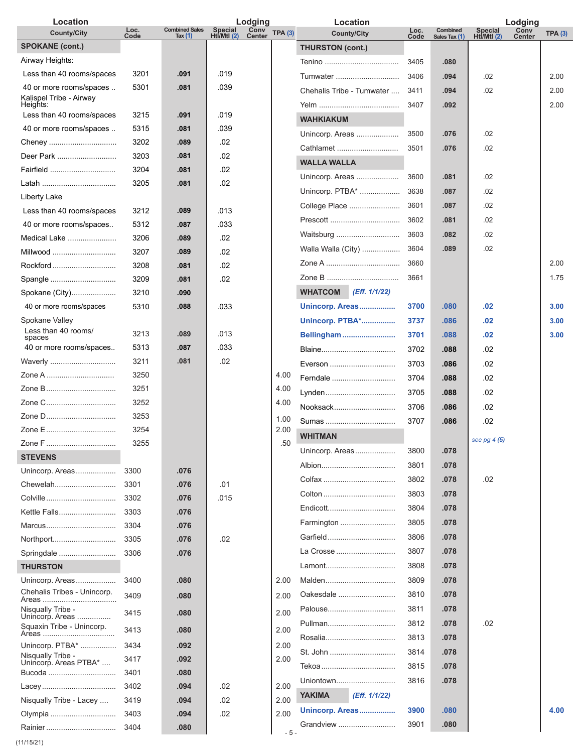| Location County/City | Loc. Code | Combined Sales Tax (1) | Lodging Special Htl/Mtl (2) | Lodging Conv Center | TPA (3) |
|---|---|---|---|---|---|
| **SPOKANE (cont.)** | | | | | |
| Airway Heights: | | | | | |
| Less than 40 rooms/spaces | 3201 | **.091** | .019 | | |
| 40 or more rooms/spaces .. | 5301 | **.081** | .039 | | |
| Kalispel Tribe - Airway Heights: | | | | | |
| Less than 40 rooms/spaces | 3215 | **.091** | .019 | | |
| 40 or more rooms/space .. | 5315 | **.081** | .039 | | |
| Cheney ............................... | 3202 | **.089** | .02 | | |
| Deer Park ............................ | 3203 | **.081** | .02 | | |
| Fairfield .............................. | 3204 | **.081** | .02 | | |
| Latah .................................. | 3205 | **.081** | .02 | | |
| Liberty Lake | | | | | |
| Less than 40 rooms/spaces | 3212 | **.089** | .013 | | |
| 40 or more rooms/spaces.. | 5312 | **.087** | .033 | | |
| Medical Lake ...................... | 3206 | **.089** | .02 | | |
| Millwood ............................. | 3207 | **.089** | .02 | | |
| Rockford ............................. | 3208 | **.081** | .02 | | |
| Spangle .............................. | 3209 | **.081** | .02 | | |
| Spokane (City).................... | 3210 | **.090** | | | |
| 40 or more rooms/spaces | 5310 | **.088** | .033 | | |
| Spokane Valley | | | | | |
| Less than 40 rooms/ spaces | 3213 | **.089** | .013 | | |
| 40 or more rooms/spaces.. | 5313 | **.087** | .033 | | |
| Waverly .............................. | 3211 | **.081** | .02 | | |
| Zone A ............................... | 3250 | | | | 4.00 |
| Zone B ............................... | 3251 | | | | 4.00 |
| Zone C ............................... | 3252 | | | | 4.00 |
| Zone D ............................... | 3253 | | | | 1.00 |
| Zone E ............................... | 3254 | | | | 2.00 |
| Zone F ............................... | 3255 | | | | .50 |
| **STEVENS** | | | | | |
| Unincorp. Areas .................. | 3300 | **.076** | | | |
| Chewelah............................ | 3301 | **.076** | .01 | | |
| Colville ............................... | 3302 | **.076** | .015 | | |
| Kettle Falls.......................... | 3303 | **.076** | | | |
| Marcus................................ | 3304 | **.076** | | | |
| Northport............................. | 3305 | **.076** | .02 | | |
| Springdale .......................... | 3306 | **.076** | | | |
| **THURSTON** | | | | | |
| Unincorp. Areas .................. | 3400 | **.080** | | | 2.00 |
| Chehalis Tribes - Unincorp. Areas .................................. | 3409 | **.080** | | | 2.00 |
| Nisqually Tribe - Unincorp. Areas ............... | 3415 | **.080** | | | 2.00 |
| Squaxin Tribe - Unincorp. Areas .................................. | 3413 | **.080** | | | 2.00 |
| Unincorp. PTBA* ................ | 3434 | **.092** | | | 2.00 |
| Nisqually Tribe - Unincorp. Areas PTBA* .... | 3417 | **.092** | | | 2.00 |
| Bucoda ............................... | 3401 | **.080** | | | |
| Lacey.................................. | 3402 | **.094** | .02 | | 2.00 |
| Nisqually Tribe - Lacey .... | 3419 | **.094** | .02 | | 2.00 |
| Olympia .............................. | 3403 | **.094** | .02 | | 2.00 |
| Rainier ................................ | 3404 | **.080** | | | |
| **THURSTON (cont.)** | | | | | |
| Tenino .................................. | 3405 | **.080** | | | |
| Tumwater ............................. | 3406 | **.094** | .02 | | 2.00 |
| Chehalis Tribe - Tumwater .... | 3411 | **.094** | .02 | | 2.00 |
| Yelm ..................................... | 3407 | **.092** | | | 2.00 |
| **WAHKIAKUM** | | | | | |
| Unincorp. Areas .................... | 3500 | **.076** | .02 | | |
| Cathlamet ............................ | 3501 | **.076** | .02 | | |
| **WALLA WALLA** | | | | | |
| Unincorp. Areas .................... | 3600 | **.081** | .02 | | |
| Unincorp. PTBA* .................. | 3638 | **.087** | .02 | | |
| College Place ....................... | 3601 | **.087** | .02 | | |
| Prescott ................................ | 3602 | **.081** | .02 | | |
| Waitsburg ............................. | 3603 | **.082** | .02 | | |
| Walla Walla (City) ................. | 3604 | **.089** | .02 | | |
| Zone A .................................. | 3660 | | | | 2.00 |
| Zone B .................................. | 3661 | | | | 1.75 |
| **WHATCOM** *(Eff. 1/1/22)* | | | | | |
| **Unincorp. Areas................** | **3700** | **.080** | **.02** | | **3.00** |
| **Unincorp. PTBA*...............** | **3737** | **.086** | **.02** | | **3.00** |
| **Bellingham........................** | **3701** | **.088** | **.02** | | **3.00** |
| Blaine.................................. | 3702 | **.088** | .02 | | |
| Everson .............................. | 3703 | **.086** | .02 | | |
| Ferndale ............................. | 3704 | **.088** | .02 | | |
| Lynden................................ | 3705 | **.088** | .02 | | |
| Nooksack............................ | 3706 | **.086** | .02 | | |
| Sumas ................................ | 3707 | **.086** | .02 | | |
| **WHITMAN** | | | *see pg 4 (5)* | | |
| Unincorp. Areas.................. | 3800 | **.078** | | | |
| Albion.................................. | 3801 | **.078** | | | |
| Colfax ................................. | 3802 | **.078** | .02 | | |
| Colton ................................. | 3803 | **.078** | | | |
| Endicott............................... | 3804 | **.078** | | | |
| Farmington .......................... | 3805 | **.078** | | | |
| Garfield ............................... | 3806 | **.078** | | | |
| La Crosse ........................... | 3807 | **.078** | | | |
| Lamont................................ | 3808 | **.078** | | | |
| Malden................................. | 3809 | **.078** | | | |
| Oakesdale .......................... | 3810 | **.078** | | | |
| Palouse............................... | 3811 | **.078** | | | |
| Pullman............................... | 3812 | **.078** | .02 | | |
| Rosalia................................ | 3813 | **.078** | | | |
| St. John .............................. | 3814 | **.078** | | | |
| Tekoa .................................. | 3815 | **.078** | | | |
| Uniontown........................... | 3816 | **.078** | | | |
| **YAKIMA** *(Eff. 1/1/22)* | | | | | |
| **Unincorp. Areas................** | **3900** | **.080** | | | **4.00** |
| Grandview .......................... | 3901 | **.080** | | | |

(11/15/21)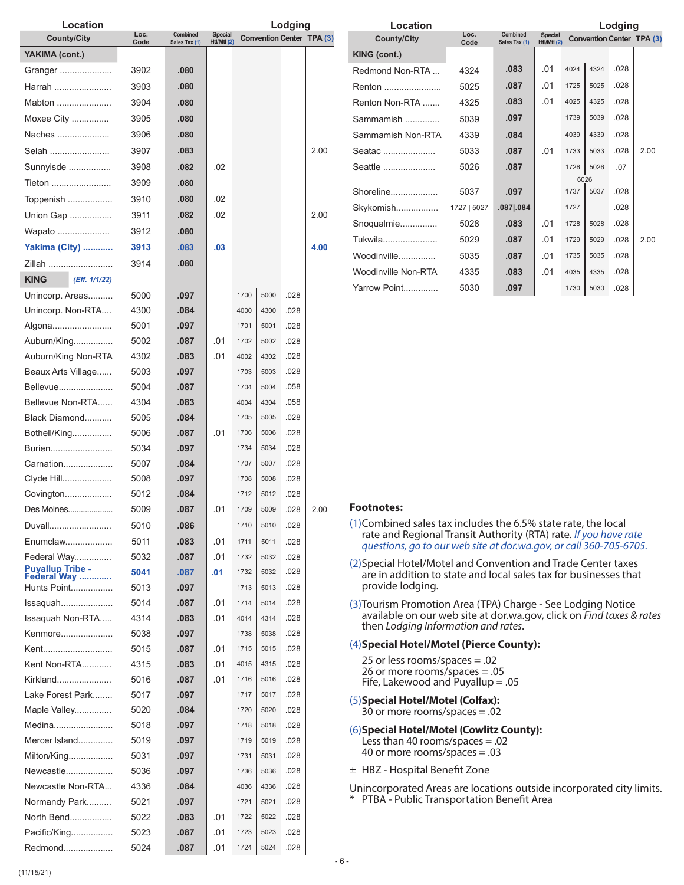| Location County/City | Loc. Code | Combined Sales Tax (1) | Special Htl/Mtl (2) | Lodging Convention Center | | | TPA (3) |
|---|---|---|---|---|---|---|---|
| **YAKIMA (cont.)** | | | | | | | |
| Granger | 3902 | .080 | | | | | |
| Harrah | 3903 | .080 | | | | | |
| Mabton | 3904 | .080 | | | | | |
| Moxee City | 3905 | .080 | | | | | |
| Naches | 3906 | .080 | | | | | |
| Selah | 3907 | .083 | | | | | 2.00 |
| Sunnyside | 3908 | .082 | .02 | | | | |
| Tieton | 3909 | .080 | | | | | |
| Toppenish | 3910 | .080 | .02 | | | | |
| Union Gap | 3911 | .082 | .02 | | | | 2.00 |
| Wapato | 3912 | .080 | | | | | |
| **Yakima (City)** | **3913** | **.083** | **.03** | | | | **4.00** |
| Zillah | 3914 | .080 | | | | | |
| **KING** *(Eff. 1/1/22)* | | | | | | | |
| Unincorp. Areas | 5000 | .097 | | 1700 | 5000 | .028 | |
| Unincorp. Non-RTA | 4300 | .084 | | 4000 | 4300 | .028 | |
| Algona | 5001 | .097 | | 1701 | 5001 | .028 | |
| Auburn/King | 5002 | .087 | .01 | 1702 | 5002 | .028 | |
| Auburn/King Non-RTA | 4302 | .083 | .01 | 4002 | 4302 | .028 | |
| Beaux Arts Village | 5003 | .097 | | 1703 | 5003 | .028 | |
| Bellevue | 5004 | .087 | | 1704 | 5004 | .058 | |
| Bellevue Non-RTA | 4304 | .083 | | 4004 | 4304 | .058 | |
| Black Diamond | 5005 | .084 | | 1705 | 5005 | .028 | |
| Bothell/King | 5006 | .087 | .01 | 1706 | 5006 | .028 | |
| Burien | 5034 | .097 | | 1734 | 5034 | .028 | |
| Carnation | 5007 | .084 | | 1707 | 5007 | .028 | |
| Clyde Hill | 5008 | .097 | | 1708 | 5008 | .028 | |
| Covington | 5012 | .084 | | 1712 | 5012 | .028 | |
| Des Moines | 5009 | .087 | .01 | 1709 | 5009 | .028 | 2.00 |
| Duvall | 5010 | .086 | | 1710 | 5010 | .028 | |
| Enumclaw | 5011 | .083 | .01 | 1711 | 5011 | .028 | |
| Federal Way | 5032 | .087 | .01 | 1732 | 5032 | .028 | |
| **Puyallup Tribe - Federal Way** | **5041** | **.087** | **.01** | 1732 | 5032 | .028 | |
| Hunts Point | 5013 | .097 | | 1713 | 5013 | .028 | |
| Issaquah | 5014 | .087 | .01 | 1714 | 5014 | .028 | |
| Issaquah Non-RTA | 4314 | .083 | .01 | 4014 | 4314 | .028 | |
| Kenmore | 5038 | .097 | | 1738 | 5038 | .028 | |
| Kent | 5015 | .087 | .01 | 1715 | 5015 | .028 | |
| Kent Non-RTA | 4315 | .083 | .01 | 4015 | 4315 | .028 | |
| Kirkland | 5016 | .087 | .01 | 1716 | 5016 | .028 | |
| Lake Forest Park | 5017 | .097 | | 1717 | 5017 | .028 | |
| Maple Valley | 5020 | .084 | | 1720 | 5020 | .028 | |
| Medina | 5018 | .097 | | 1718 | 5018 | .028 | |
| Mercer Island | 5019 | .097 | | 1719 | 5019 | .028 | |
| Milton/King | 5031 | .097 | | 1731 | 5031 | .028 | |
| Newcastle | 5036 | .097 | | 1736 | 5036 | .028 | |
| Newcastle Non-RTA | 4336 | .084 | | 4036 | 4336 | .028 | |
| Normandy Park | 5021 | .097 | | 1721 | 5021 | .028 | |
| North Bend | 5022 | .083 | .01 | 1722 | 5022 | .028 | |
| Pacific/King | 5023 | .087 | .01 | 1723 | 5023 | .028 | |
| Redmond | 5024 | .087 | .01 | 1724 | 5024 | .028 | |
| **KING (cont.)** | | | | | | | |
| Redmond Non-RTA | 4324 | .083 | .01 | 4024 | 4324 | .028 | |
| Renton | 5025 | .087 | .01 | 1725 | 5025 | .028 | |
| Renton Non-RTA | 4325 | .083 | .01 | 4025 | 4325 | .028 | |
| Sammamish | 5039 | .097 | | 1739 | 5039 | .028 | |
| Sammamish Non-RTA | 4339 | .084 | | 4039 | 4339 | .028 | |
| Seatac | 5033 | .087 | .01 | 1733 | 5033 | .028 | 2.00 |
| Seattle | 5026 | .087 | | 1726 6026 | 5026 | .07 | |
| Shoreline | 5037 | .097 | | 1737 | 5037 | .028 | |
| Skykomish | 1727 \| 5027 | .087\|.084 | | 1727 | | .028 | |
| Snoqualmie | 5028 | .083 | .01 | 1728 | 5028 | .028 | |
| Tukwila | 5029 | .087 | .01 | 1729 | 5029 | .028 | 2.00 |
| Woodinville | 5035 | .087 | .01 | 1735 | 5035 | .028 | |
| Woodinville Non-RTA | 4335 | .083 | .01 | 4035 | 4335 | .028 | |
| Yarrow Point | 5030 | .097 | | 1730 | 5030 | .028 | |

**Footnotes:**

(1) Combined sales tax includes the 6.5% state rate, the local rate and Regional Transit Authority (RTA) rate. *If you have rate questions, go to our web site at dor.wa.gov, or call 360-705-6705.*

(2) Special Hotel/Motel and Convention and Trade Center taxes are in addition to state and local sales tax for businesses that provide lodging.

(3) Tourism Promotion Area (TPA) Charge - See Lodging Notice available on our web site at dor.wa.gov, click on *Find taxes & rates* then *Lodging Information and rates*.

(4) **Special Hotel/Motel (Pierce County):**
25 or less rooms/spaces = .02
26 or more rooms/spaces = .05
Fife, Lakewood and Puyallup = .05

(5) **Special Hotel/Motel (Colfax):**
30 or more rooms/spaces = .02

(6) **Special Hotel/Motel (Cowlitz County):**
Less than 40 rooms/spaces = .02
40 or more rooms/spaces = .03

± HBZ - Hospital Benefit Zone

Unincorporated Areas are locations outside incorporated city limits.

\* PTBA - Public Transportation Benefit Area

(11/15/21)